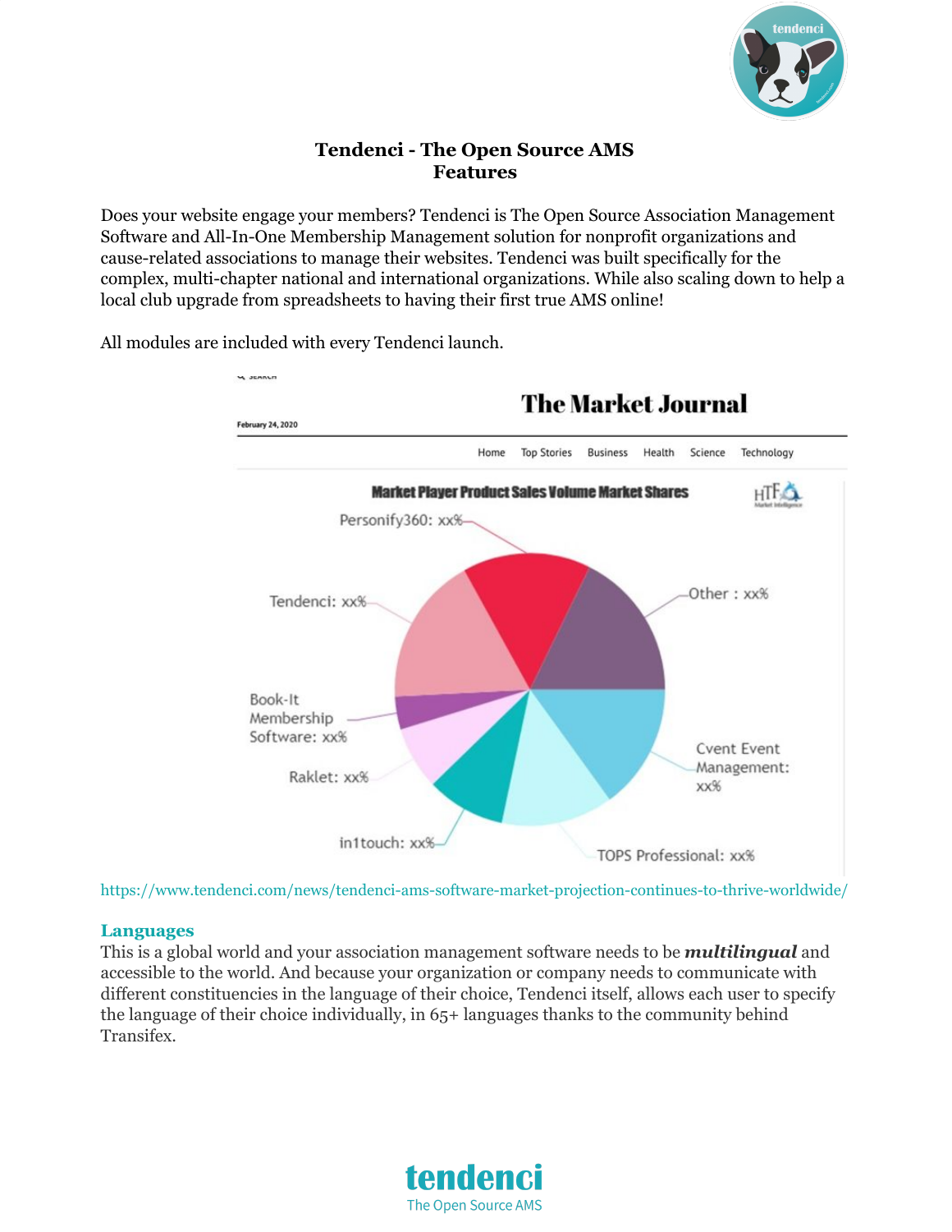# Tendenci - The Open Source AMS
## Features

Does your website engage your members? Tendenci is The Open Source Association Management Software and All-In-One Membership Management solution for nonprofit organizations and cause-related associations to manage their websites. Tendenci was built specifically for the complex, multi-chapter national and international organizations. While also scaling down to help a local club upgrade from spreadsheets to having their first true AMS online!

All modules are included with every Tendenci launch.

https://www.tendenci.com/news/tendenci-ams-software-market-projection-continues-to-thrive-worldwide/

### Languages

This is a global world and your association management software needs to be ***multilingual*** and accessible to the world. And because your organization or company needs to communicate with different constituencies in the language of their choice, Tendenci itself, allows each user to specify the language of their choice individually, in 65+ languages thanks to the community behind Transifex.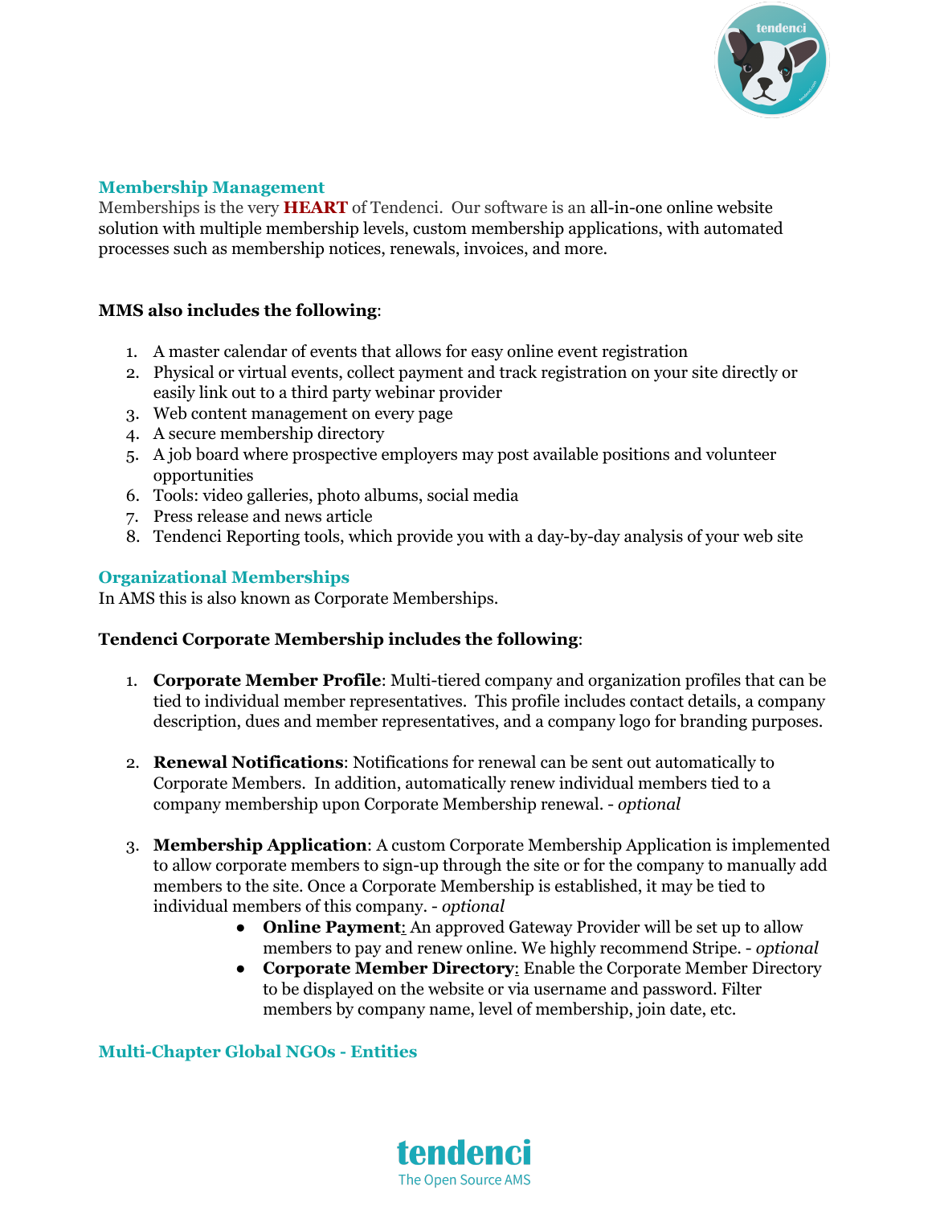## Membership Management

Memberships is the very **HEART** of Tendenci. Our software is an all-in-one online website solution with multiple membership levels, custom membership applications, with automated processes such as membership notices, renewals, invoices, and more.

**MMS also includes the following**:

1. A master calendar of events that allows for easy online event registration
2. Physical or virtual events, collect payment and track registration on your site directly or easily link out to a third party webinar provider
3. Web content management on every page
4. A secure membership directory
5. A job board where prospective employers may post available positions and volunteer opportunities
6. Tools: video galleries, photo albums, social media
7. Press release and news article
8. Tendenci Reporting tools, which provide you with a day-by-day analysis of your web site

## Organizational Memberships

In AMS this is also known as Corporate Memberships.

**Tendenci Corporate Membership includes the following**:

1. **Corporate Member Profile**: Multi-tiered company and organization profiles that can be tied to individual member representatives. This profile includes contact details, a company description, dues and member representatives, and a company logo for branding purposes.

2. **Renewal Notifications**: Notifications for renewal can be sent out automatically to Corporate Members. In addition, automatically renew individual members tied to a company membership upon Corporate Membership renewal. - *optional*

3. **Membership Application**: A custom Corporate Membership Application is implemented to allow corporate members to sign-up through the site or for the company to manually add members to the site. Once a Corporate Membership is established, it may be tied to individual members of this company. - *optional*
   - **Online Payment**: An approved Gateway Provider will be set up to allow members to pay and renew online. We highly recommend Stripe. - *optional*
   - **Corporate Member Directory**: Enable the Corporate Member Directory to be displayed on the website or via username and password. Filter members by company name, level of membership, join date, etc.

## Multi-Chapter Global NGOs - Entities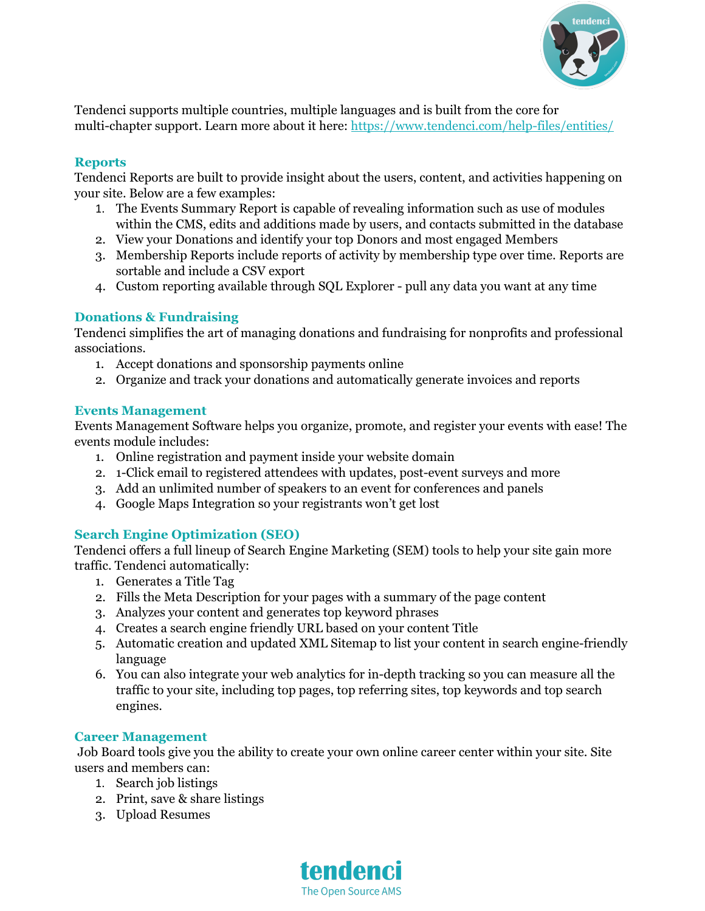Tendenci supports multiple countries, multiple languages and is built from the core for multi-chapter support. Learn more about it here: [https://www.tendenci.com/help-files/entities/](https://www.tendenci.com/help-files/entities/)

### Reports

Tendenci Reports are built to provide insight about the users, content, and activities happening on your site. Below are a few examples:

1. The Events Summary Report is capable of revealing information such as use of modules within the CMS, edits and additions made by users, and contacts submitted in the database
2. View your Donations and identify your top Donors and most engaged Members
3. Membership Reports include reports of activity by membership type over time. Reports are sortable and include a CSV export
4. Custom reporting available through SQL Explorer - pull any data you want at any time

### Donations & Fundraising

Tendenci simplifies the art of managing donations and fundraising for nonprofits and professional associations.

1. Accept donations and sponsorship payments online
2. Organize and track your donations and automatically generate invoices and reports

### Events Management

Events Management Software helps you organize, promote, and register your events with ease! The events module includes:

1. Online registration and payment inside your website domain
2. 1-Click email to registered attendees with updates, post-event surveys and more
3. Add an unlimited number of speakers to an event for conferences and panels
4. Google Maps Integration so your registrants won't get lost

### Search Engine Optimization (SEO)

Tendenci offers a full lineup of Search Engine Marketing (SEM) tools to help your site gain more traffic. Tendenci automatically:

1. Generates a Title Tag
2. Fills the Meta Description for your pages with a summary of the page content
3. Analyzes your content and generates top keyword phrases
4. Creates a search engine friendly URL based on your content Title
5. Automatic creation and updated XML Sitemap to list your content in search engine-friendly language
6. You can also integrate your web analytics for in-depth tracking so you can measure all the traffic to your site, including top pages, top referring sites, top keywords and top search engines.

### Career Management

Job Board tools give you the ability to create your own online career center within your site. Site users and members can:

1. Search job listings
2. Print, save & share listings
3. Upload Resumes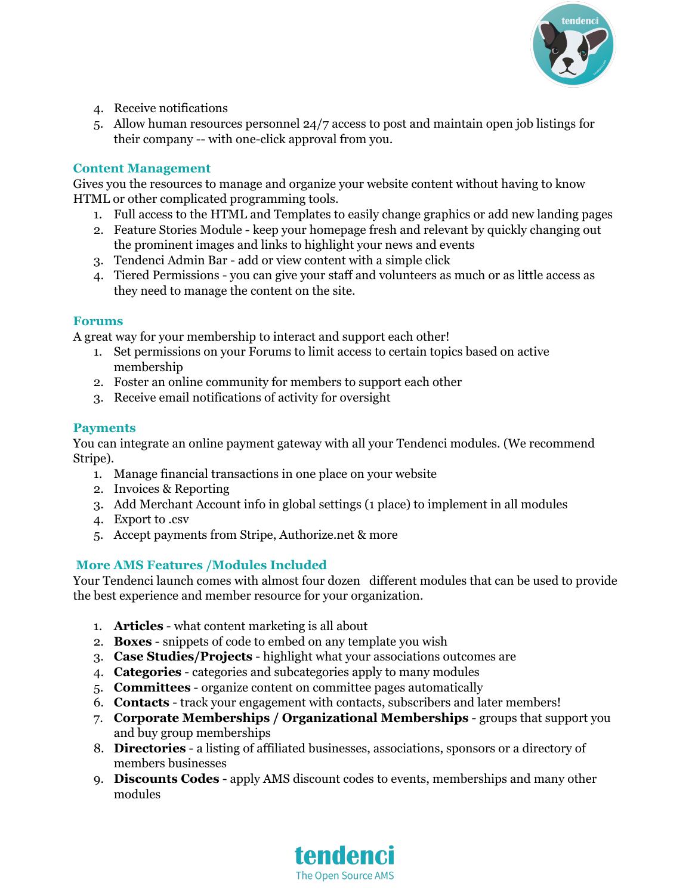4. Receive notifications
5. Allow human resources personnel 24/7 access to post and maintain open job listings for their company -- with one-click approval from you.

### Content Management

Gives you the resources to manage and organize your website content without having to know HTML or other complicated programming tools.

1. Full access to the HTML and Templates to easily change graphics or add new landing pages
2. Feature Stories Module - keep your homepage fresh and relevant by quickly changing out the prominent images and links to highlight your news and events
3. Tendenci Admin Bar - add or view content with a simple click
4. Tiered Permissions - you can give your staff and volunteers as much or as little access as they need to manage the content on the site.

### Forums

A great way for your membership to interact and support each other!

1. Set permissions on your Forums to limit access to certain topics based on active membership
2. Foster an online community for members to support each other
3. Receive email notifications of activity for oversight

### Payments

You can integrate an online payment gateway with all your Tendenci modules. (We recommend Stripe).

1. Manage financial transactions in one place on your website
2. Invoices & Reporting
3. Add Merchant Account info in global settings (1 place) to implement in all modules
4. Export to .csv
5. Accept payments from Stripe, Authorize.net & more

### More AMS Features /Modules Included

Your Tendenci launch comes with almost four dozen different modules that can be used to provide the best experience and member resource for your organization.

1. **Articles** - what content marketing is all about
2. **Boxes** - snippets of code to embed on any template you wish
3. **Case Studies/Projects** - highlight what your associations outcomes are
4. **Categories** - categories and subcategories apply to many modules
5. **Committees** - organize content on committee pages automatically
6. **Contacts** - track your engagement with contacts, subscribers and later members!
7. **Corporate Memberships / Organizational Memberships** - groups that support you and buy group memberships
8. **Directories** - a listing of affiliated businesses, associations, sponsors or a directory of members businesses
9. **Discounts Codes** - apply AMS discount codes to events, memberships and many other modules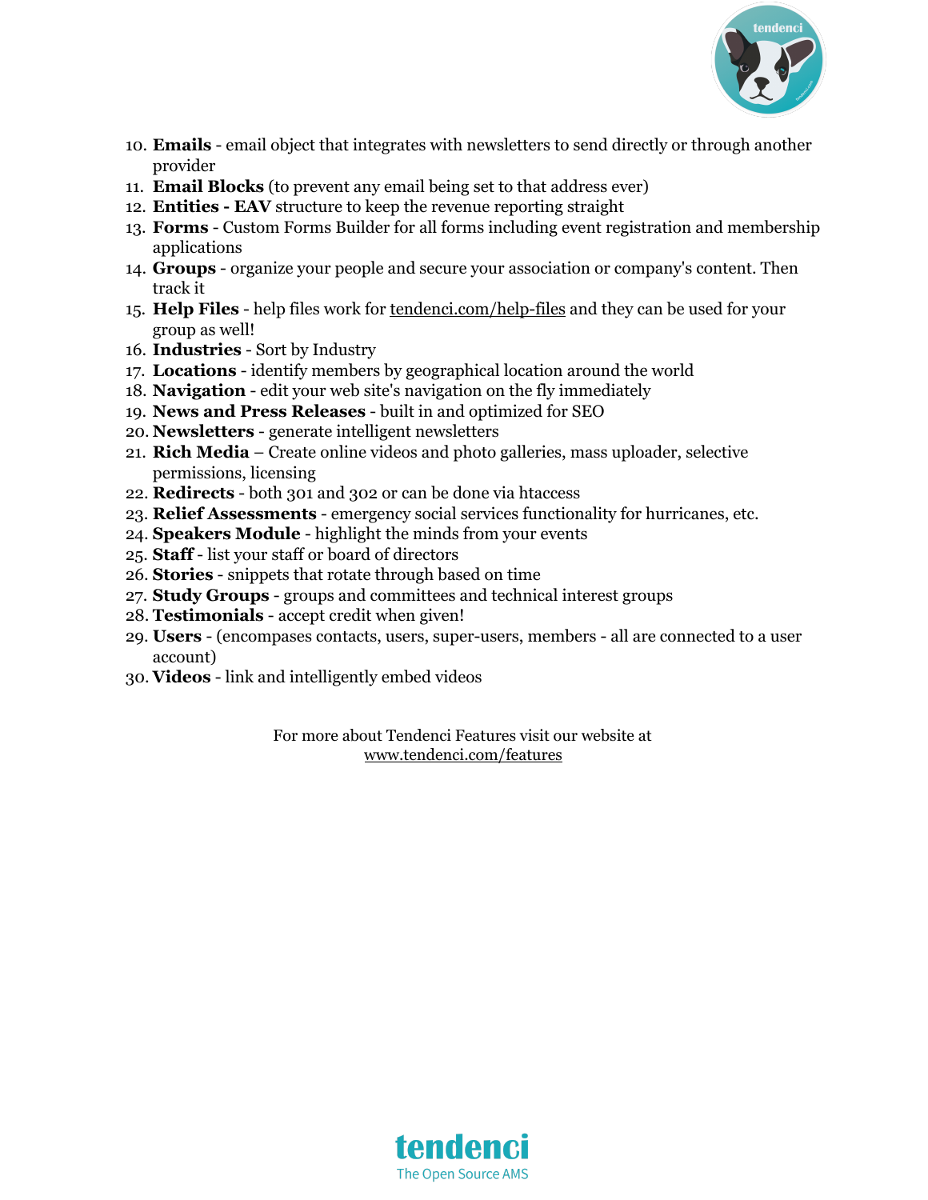10. **Emails** - email object that integrates with newsletters to send directly or through another provider
11. **Email Blocks** (to prevent any email being set to that address ever)
12. **Entities - EAV** structure to keep the revenue reporting straight
13. **Forms** - Custom Forms Builder for all forms including event registration and membership applications
14. **Groups** - organize your people and secure your association or company's content. Then track it
15. **Help Files** - help files work for tendenci.com/help-files and they can be used for your group as well!
16. **Industries** - Sort by Industry
17. **Locations** - identify members by geographical location around the world
18. **Navigation** - edit your web site's navigation on the fly immediately
19. **News and Press Releases** - built in and optimized for SEO
20. **Newsletters** - generate intelligent newsletters
21. **Rich Media** – Create online videos and photo galleries, mass uploader, selective permissions, licensing
22. **Redirects** - both 301 and 302 or can be done via htaccess
23. **Relief Assessments** - emergency social services functionality for hurricanes, etc.
24. **Speakers Module** - highlight the minds from your events
25. **Staff** - list your staff or board of directors
26. **Stories** - snippets that rotate through based on time
27. **Study Groups** - groups and committees and technical interest groups
28. **Testimonials** - accept credit when given!
29. **Users** - (encompases contacts, users, super-users, members - all are connected to a user account)
30. **Videos** - link and intelligently embed videos

For more about Tendenci Features visit our website at www.tendenci.com/features

tendenci
The Open Source AMS